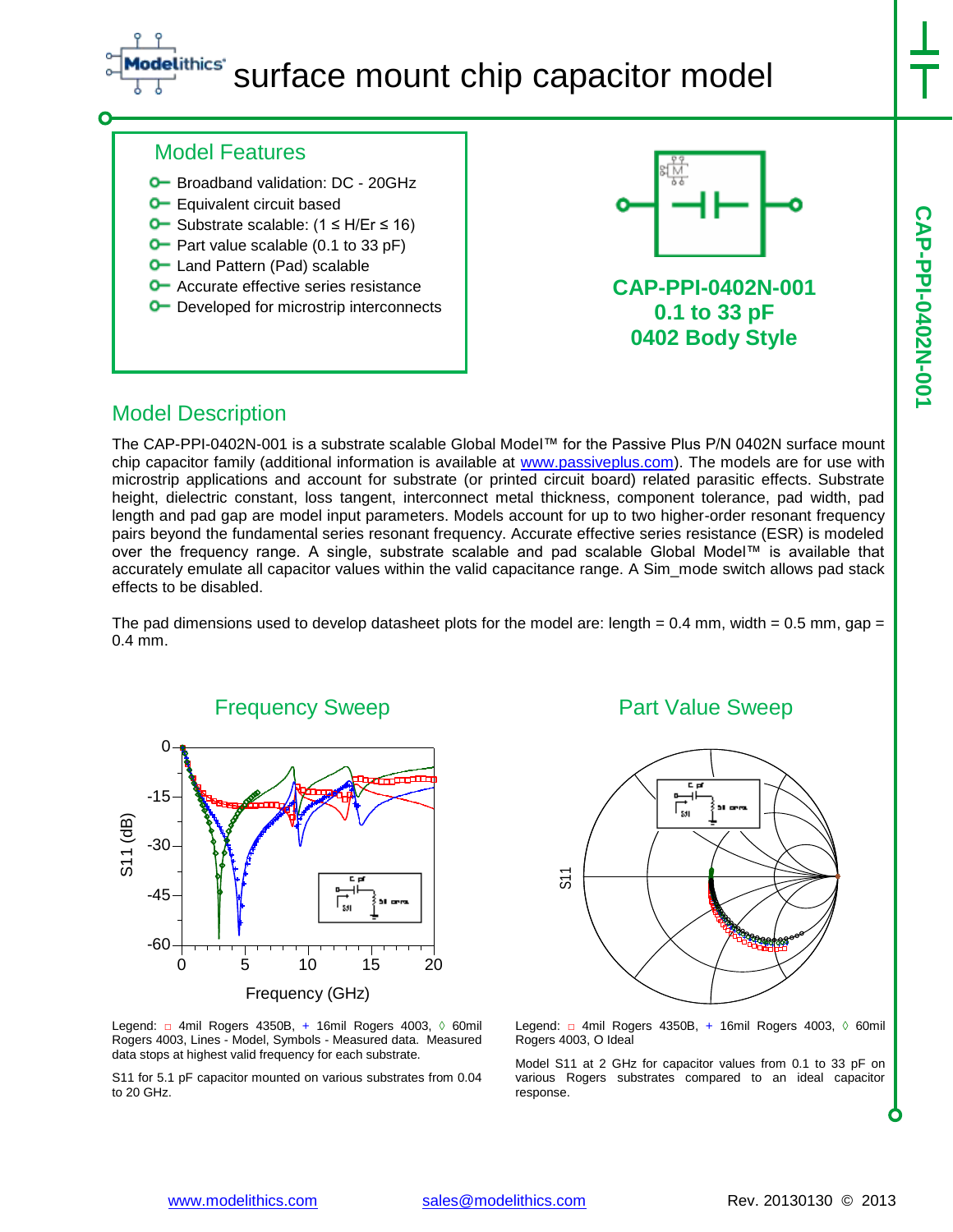# surface mount chip capacitor model

## Model Features

- Broadband validation: DC - 20GHz
- Equivalent circuit based
- Substrate scalable: (1 ≤ H/Er ≤ 16)
- Part value scalable (0.1 to 33 pF)
- Land Pattern (Pad) scalable
- Accurate effective series resistance
- Developed for microstrip interconnects

**CAP-PPI-0402N-001**
**0.1 to 33 pF**
**0402 Body Style**

## Model Description

The CAP-PPI-0402N-001 is a substrate scalable Global Model™ for the Passive Plus P/N 0402N surface mount chip capacitor family (additional information is available at www.passiveplus.com). The models are for use with microstrip applications and account for substrate (or printed circuit board) related parasitic effects. Substrate height, dielectric constant, loss tangent, interconnect metal thickness, component tolerance, pad width, pad length and pad gap are model input parameters. Models account for up to two higher-order resonant frequency pairs beyond the fundamental series resonant frequency. Accurate effective series resistance (ESR) is modeled over the frequency range. A single, substrate scalable and pad scalable Global Model™ is available that accurately emulate all capacitor values within the valid capacitance range. A Sim_mode switch allows pad stack effects to be disabled.

The pad dimensions used to develop datasheet plots for the model are: length = 0.4 mm, width = 0.5 mm, gap = 0.4 mm.

### Frequency Sweep

Legend: □ 4mil Rogers 4350B, + 16mil Rogers 4003, ◊ 60mil Rogers 4003, Lines - Model, Symbols - Measured data. Measured data stops at highest valid frequency for each substrate.

S11 for 5.1 pF capacitor mounted on various substrates from 0.04 to 20 GHz.

### Part Value Sweep

Legend: □ 4mil Rogers 4350B, + 16mil Rogers 4003, ◊ 60mil Rogers 4003, O Ideal

Model S11 at 2 GHz for capacitor values from 0.1 to 33 pF on various Rogers substrates compared to an ideal capacitor response.

www.modelithics.com sales@modelithics.com Rev. 20130130 © 2013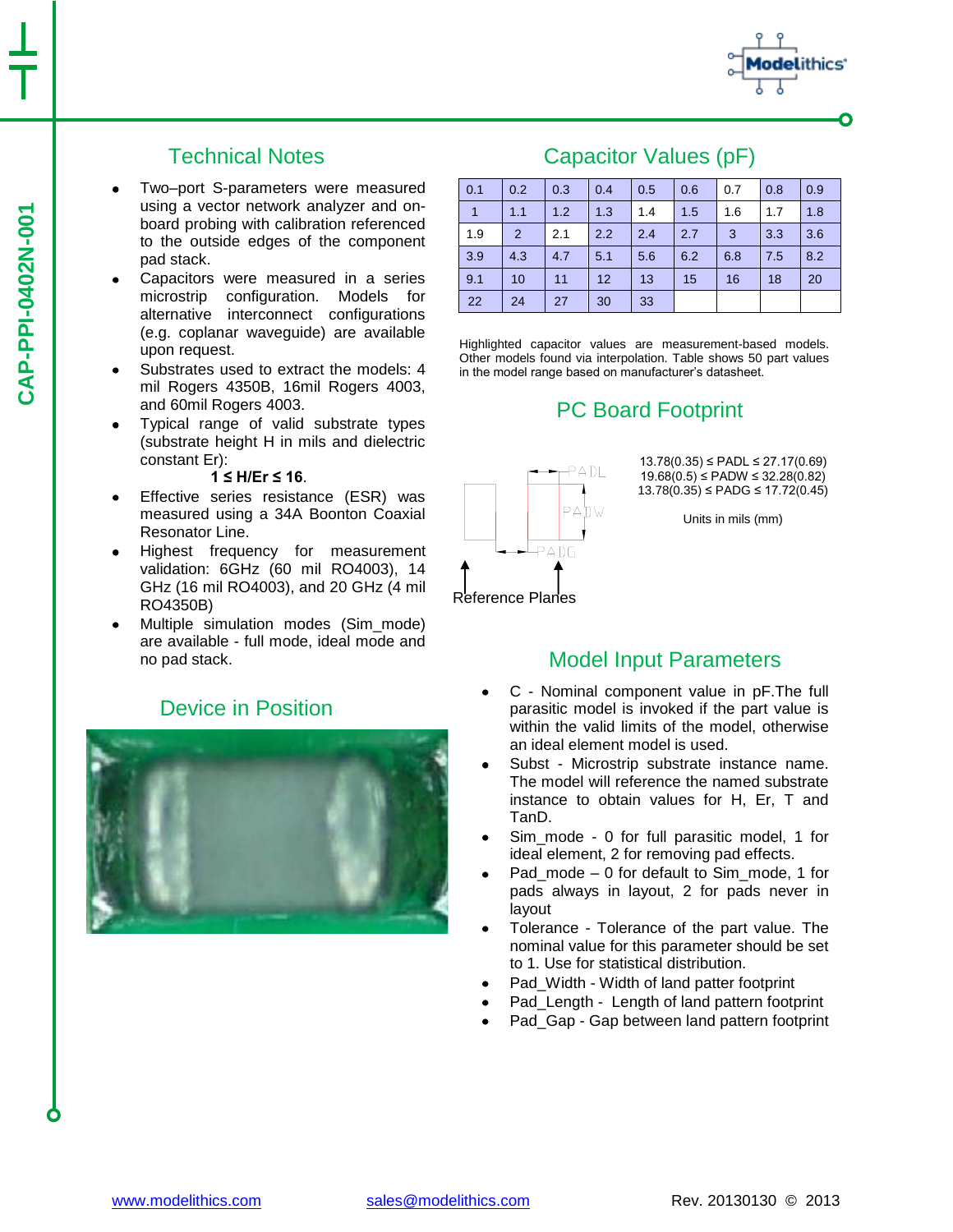CAP-PPI-0402N-001

## Technical Notes

- Two–port S-parameters were measured using a vector network analyzer and on-board probing with calibration referenced to the outside edges of the component pad stack.
- Capacitors were measured in a series microstrip configuration. Models for alternative interconnect configurations (e.g. coplanar waveguide) are available upon request.
- Substrates used to extract the models: 4 mil Rogers 4350B, 16mil Rogers 4003, and 60mil Rogers 4003.
- Typical range of valid substrate types (substrate height H in mils and dielectric constant Er):
  **1 ≤ H/Er ≤ 16**.
- Effective series resistance (ESR) was measured using a 34A Boonton Coaxial Resonator Line.
- Highest frequency for measurement validation: 6GHz (60 mil RO4003), 14 GHz (16 mil RO4003), and 20 GHz (4 mil RO4350B)
- Multiple simulation modes (Sim_mode) are available - full mode, ideal mode and no pad stack.

## Device in Position

## Capacitor Values (pF)

| 0.1 | 0.2 | 0.3 | 0.4 | 0.5 | 0.6 | 0.7 | 0.8 | 0.9 |
|---|---|---|---|---|---|---|---|---|
| 1 | 1.1 | 1.2 | 1.3 | 1.4 | 1.5 | 1.6 | 1.7 | 1.8 |
| 1.9 | 2 | 2.1 | 2.2 | 2.4 | 2.7 | 3 | 3.3 | 3.6 |
| 3.9 | 4.3 | 4.7 | 5.1 | 5.6 | 6.2 | 6.8 | 7.5 | 8.2 |
| 9.1 | 10 | 11 | 12 | 13 | 15 | 16 | 18 | 20 |
| 22 | 24 | 27 | 30 | 33 | | | | |

Highlighted capacitor values are measurement-based models. Other models found via interpolation. Table shows 50 part values in the model range based on manufacturer's datasheet.

## PC Board Footprint

PADL
PADW
PADG
Reference Planes

13.78(0.35) ≤ PADL ≤ 27.17(0.69)
19.68(0.5) ≤ PADW ≤ 32.28(0.82)
13.78(0.35) ≤ PADG ≤ 17.72(0.45)

Units in mils (mm)

## Model Input Parameters

- C - Nominal component value in pF.The full parasitic model is invoked if the part value is within the valid limits of the model, otherwise an ideal element model is used.
- Subst - Microstrip substrate instance name. The model will reference the named substrate instance to obtain values for H, Er, T and TanD.
- Sim_mode - 0 for full parasitic model, 1 for ideal element, 2 for removing pad effects.
- Pad_mode – 0 for default to Sim_mode, 1 for pads always in layout, 2 for pads never in layout
- Tolerance - Tolerance of the part value. The nominal value for this parameter should be set to 1. Use for statistical distribution.
- Pad_Width - Width of land patter footprint
- Pad_Length - Length of land pattern footprint
- Pad_Gap - Gap between land pattern footprint

www.modelithics.com sales@modelithics.com Rev. 20130130 © 2013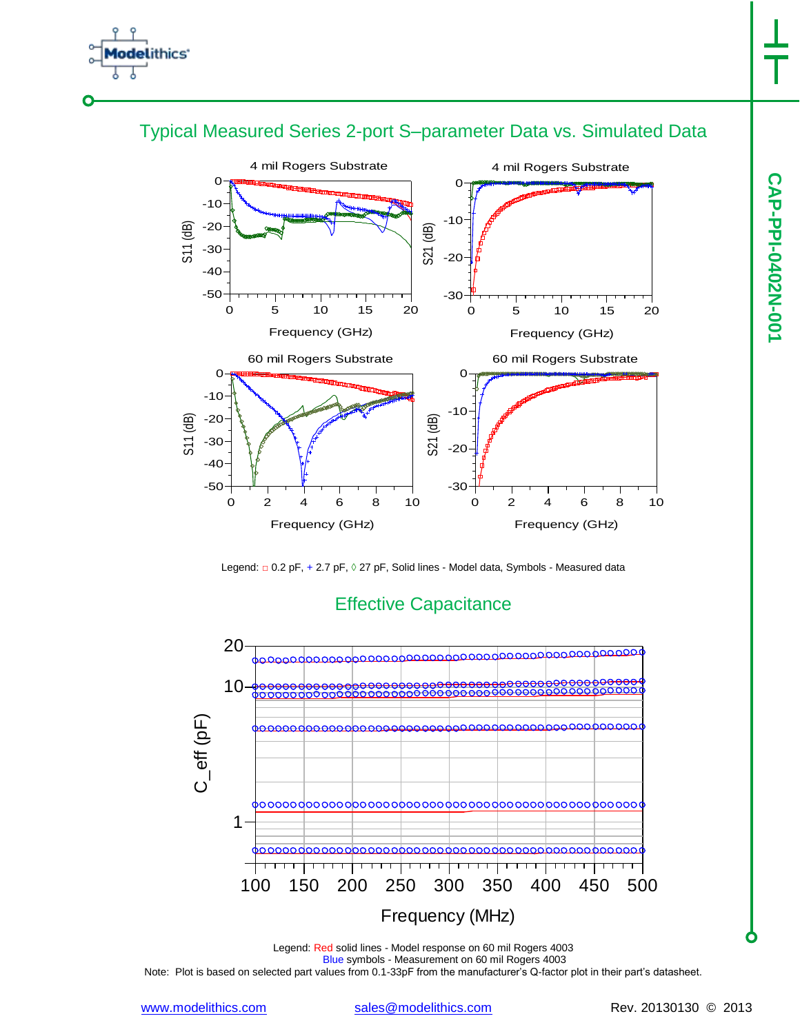## Typical Measured Series 2-port S–parameter Data vs. Simulated Data

Legend: □ 0.2 pF, + 2.7 pF, ◊ 27 pF, Solid lines - Model data, Symbols - Measured data

## Effective Capacitance

Legend: Red solid lines - Model response on 60 mil Rogers 4003
Blue symbols - Measurement on 60 mil Rogers 4003

Note: Plot is based on selected part values from 0.1-33pF from the manufacturer's Q-factor plot in their part's datasheet.

www.modelithics.com    sales@modelithics.com    Rev. 20130130 © 2013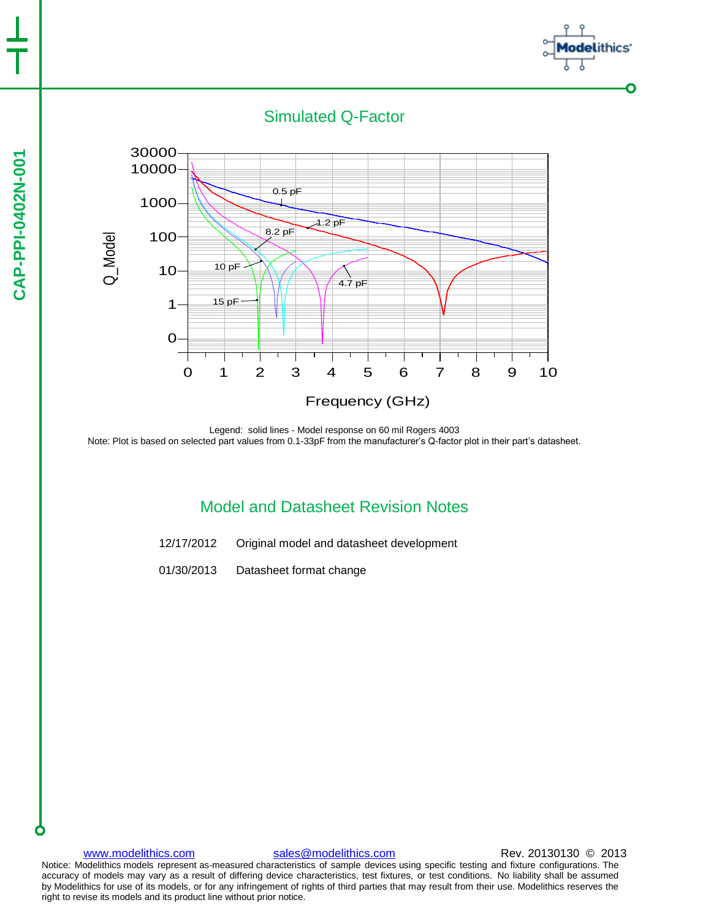## Simulated Q-Factor

Q_Model

30000
10000
1000
100
10
1
0

0 1 2 3 4 5 6 7 8 9 10

Frequency (GHz)

0.5 pF
1.2 pF
8.2 pF
10 pF
4.7 pF
15 pF

Legend: solid lines - Model response on 60 mil Rogers 4003

Note: Plot is based on selected part values from 0.1-33pF from the manufacturer's Q-factor plot in their part's datasheet.

## Model and Datasheet Revision Notes

| | |
|---|---|
| 12/17/2012 | Original model and datasheet development |
| 01/30/2013 | Datasheet format change |

www.modelithics.com sales@modelithics.com Rev. 20130130 © 2013

Notice: Modelithics models represent as-measured characteristics of sample devices using specific testing and fixture configurations. The accuracy of models may vary as a result of differing device characteristics, test fixtures, or test conditions. No liability shall be assumed by Modelithics for use of its models, or for any infringement of rights of third parties that may result from their use. Modelithics reserves the right to revise its models and its product line without prior notice.